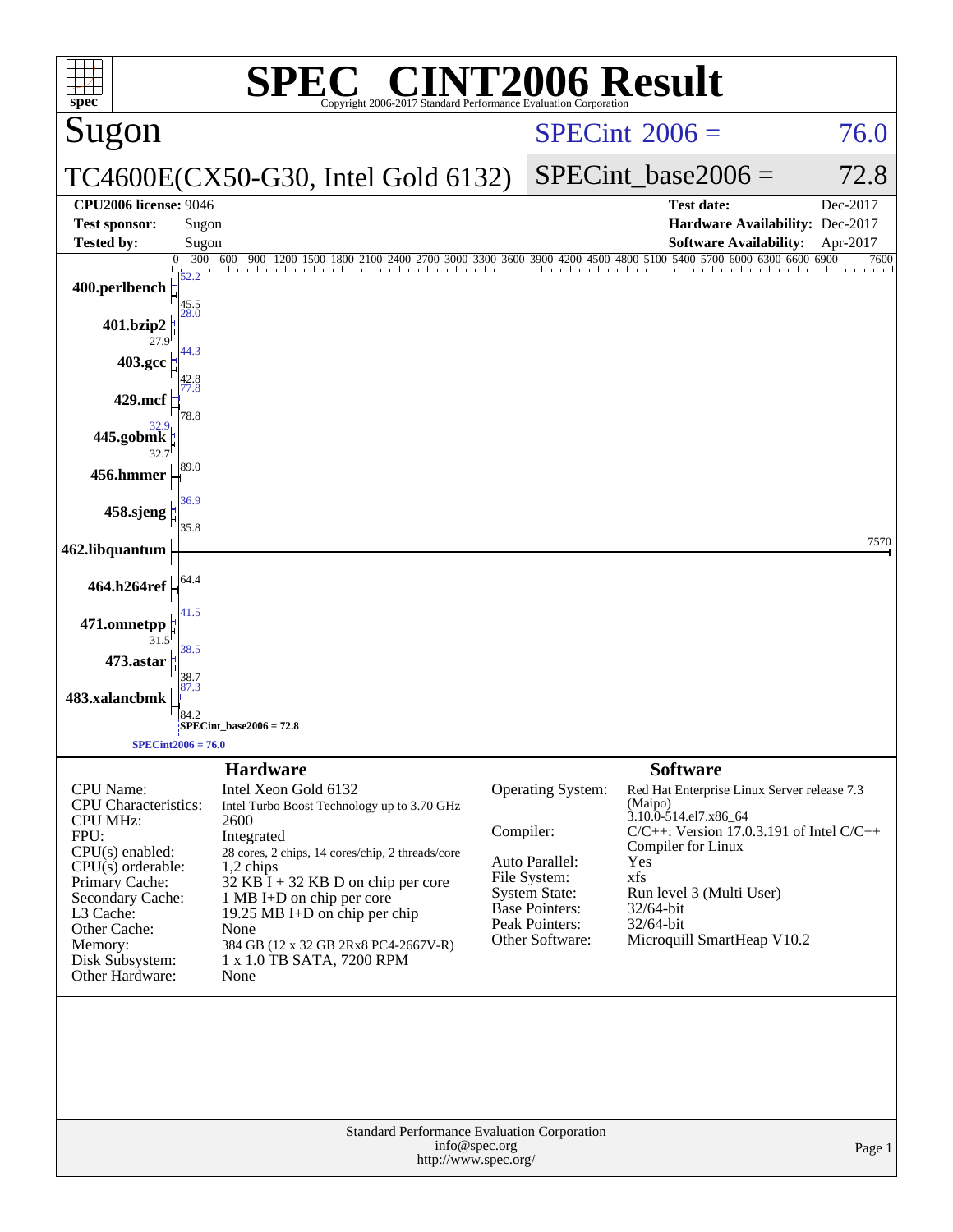# SPEC® CINT2006 Result

Copyright 2006-2017 Standard Performance Evaluation Corporation

## Sugon

**TC4600E(CX50-G30, Intel Gold 6132)**

| | |
|---|---|
| SPECint 2006 = | 76.0 |
| SPECint_base2006 = | 72.8 |

| | | | |
|---|---|---|---|
| **CPU2006 license:** 9046 | | **Test date:** | Dec-2017 |
| **Test sponsor:** | Sugon | **Hardware Availability:** | Dec-2017 |
| **Tested by:** | Sugon | **Software Availability:** | Apr-2017 |

| Benchmark | Peak | Base |
|---|---|---|
| 400.perlbench | 52.2 | 45.5 |
| 401.bzip2 | 28.0 | 27.9 |
| 403.gcc | 44.3 | 42.8 |
| 429.mcf | 77.8 | 78.8 |
| 445.gobmk | 32.9 | 32.7 |
| 456.hmmer | 89.0 | |
| 458.sjeng | 36.9 | 35.8 |
| 462.libquantum | 7570 | |
| 464.h264ref | 64.4 | |
| 471.omnetpp | 41.5 | 31.5 |
| 473.astar | 38.5 | 38.7 |
| 483.xalancbmk | 87.3 | 84.2 |

SPECint_base2006 = 72.8

SPECint2006 = 76.0

## Hardware

| | |
|---|---|
| CPU Name: | Intel Xeon Gold 6132 |
| CPU Characteristics: | Intel Turbo Boost Technology up to 3.70 GHz |
| CPU MHz: | 2600 |
| FPU: | Integrated |
| CPU(s) enabled: | 28 cores, 2 chips, 14 cores/chip, 2 threads/core |
| CPU(s) orderable: | 1,2 chips |
| Primary Cache: | 32 KB I + 32 KB D on chip per core |
| Secondary Cache: | 1 MB I+D on chip per core |
| L3 Cache: | 19.25 MB I+D on chip per chip |
| Other Cache: | None |
| Memory: | 384 GB (12 x 32 GB 2Rx8 PC4-2667V-R) |
| Disk Subsystem: | 1 x 1.0 TB SATA, 7200 RPM |
| Other Hardware: | None |

## Software

| | |
|---|---|
| Operating System: | Red Hat Enterprise Linux Server release 7.3 (Maipo) 3.10.0-514.el7.x86_64 |
| Compiler: | C/C++: Version 17.0.3.191 of Intel C/C++ Compiler for Linux |
| Auto Parallel: | Yes |
| File System: | xfs |
| System State: | Run level 3 (Multi User) |
| Base Pointers: | 32/64-bit |
| Peak Pointers: | 32/64-bit |
| Other Software: | Microquill SmartHeap V10.2 |

Standard Performance Evaluation Corporation
info@spec.org
http://www.spec.org/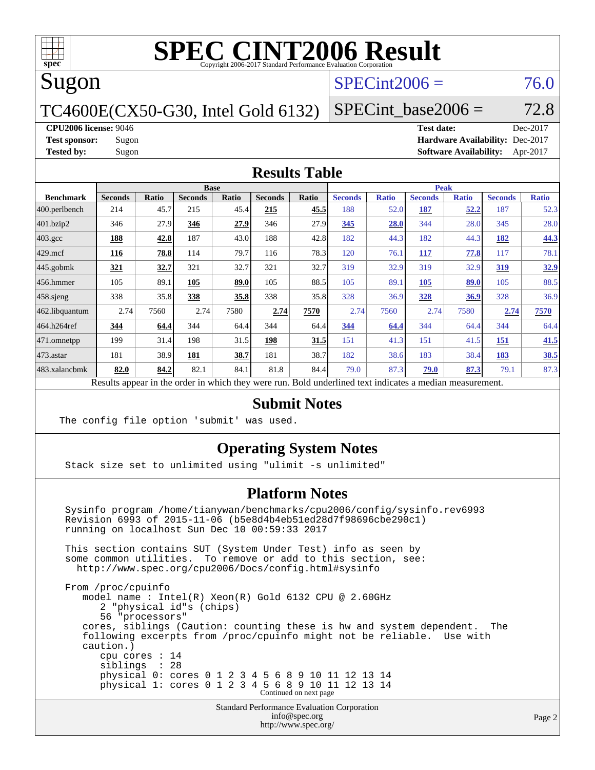# SPEC CINT2006 Result

Copyright 2006-2017 Standard Performance Evaluation Corporation

## Sugon

TC4600E(CX50-G30, Intel Gold 6132)

SPECint2006 = 76.0

SPECint_base2006 = 72.8

**CPU2006 license:** 9046
**Test sponsor:** Sugon
**Tested by:** Sugon

**Test date:** Dec-2017
**Hardware Availability:** Dec-2017
**Software Availability:** Apr-2017

## Results Table

| Benchmark | Base | | | | | | Peak | | | | | |
|---|---|---|---|---|---|---|---|---|---|---|---|---|
| | Seconds | Ratio | Seconds | Ratio | Seconds | Ratio | Seconds | Ratio | Seconds | Ratio | Seconds | Ratio |
| 400.perlbench | 214 | 45.7 | 215 | 45.4 | **215** | **45.5** | 188 | 52.0 | **187** | **52.2** | 187 | 52.3 |
| 401.bzip2 | 346 | 27.9 | **346** | **27.9** | 346 | 27.9 | **345** | **28.0** | 344 | 28.0 | 345 | 28.0 |
| 403.gcc | **188** | **42.8** | 187 | 43.0 | 188 | 42.8 | 182 | 44.3 | 182 | 44.3 | **182** | **44.3** |
| 429.mcf | **116** | **78.8** | 114 | 79.7 | 116 | 78.3 | 120 | 76.1 | **117** | **77.8** | 117 | 78.1 |
| 445.gobmk | **321** | **32.7** | 321 | 32.7 | 321 | 32.7 | 319 | 32.9 | 319 | 32.9 | **319** | **32.9** |
| 456.hmmer | 105 | 89.1 | **105** | **89.0** | 105 | 88.5 | 105 | 89.1 | **105** | **89.0** | 105 | 88.5 |
| 458.sjeng | 338 | 35.8 | **338** | **35.8** | 338 | 35.8 | 328 | 36.9 | **328** | **36.9** | 328 | 36.9 |
| 462.libquantum | 2.74 | 7560 | 2.74 | 7580 | **2.74** | **7570** | 2.74 | 7560 | 2.74 | 7580 | **2.74** | **7570** |
| 464.h264ref | **344** | **64.4** | 344 | 64.4 | 344 | 64.4 | **344** | **64.4** | 344 | 64.4 | 344 | 64.4 |
| 471.omnetpp | 199 | 31.4 | 198 | 31.5 | **198** | **31.5** | 151 | 41.3 | 151 | 41.5 | **151** | **41.5** |
| 473.astar | 181 | 38.9 | **181** | **38.7** | 181 | 38.7 | 182 | 38.6 | 183 | 38.4 | **183** | **38.5** |
| 483.xalancbmk | **82.0** | **84.2** | 82.1 | 84.1 | 81.8 | 84.4 | 79.0 | 87.3 | **79.0** | **87.3** | 79.1 | 87.3 |

Results appear in the order in which they were run. Bold underlined text indicates a median measurement.

## Submit Notes

```
The config file option 'submit' was used.
```

## Operating System Notes

```
Stack size set to unlimited using "ulimit -s unlimited"
```

## Platform Notes

```
Sysinfo program /home/tianywan/benchmarks/cpu2006/config/sysinfo.rev6993
Revision 6993 of 2015-11-06 (b5e8d4b4eb51ed28d7f98696cbe290c1)
running on localhost Sun Dec 10 00:59:33 2017

This section contains SUT (System Under Test) info as seen by
some common utilities.  To remove or add to this section, see:
  http://www.spec.org/cpu2006/Docs/config.html#sysinfo

From /proc/cpuinfo
   model name : Intel(R) Xeon(R) Gold 6132 CPU @ 2.60GHz
      2 "physical id"s (chips)
      56 "processors"
   cores, siblings (Caution: counting these is hw and system dependent.  The
   following excerpts from /proc/cpuinfo might not be reliable.  Use with
   caution.)
      cpu cores : 14
      siblings  : 28
      physical 0: cores 0 1 2 3 4 5 6 8 9 10 11 12 13 14
      physical 1: cores 0 1 2 3 4 5 6 8 9 10 11 12 13 14
```

Continued on next page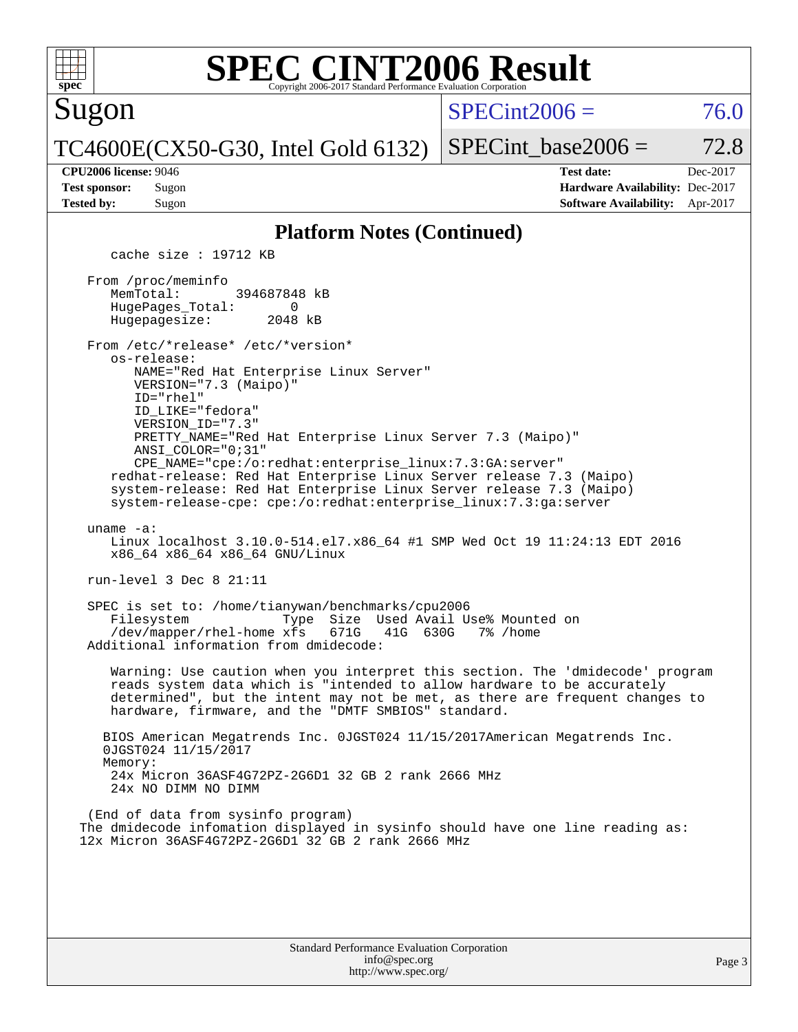# SPEC CINT2006 Result

Copyright 2006-2017 Standard Performance Evaluation Corporation

**Sugon**

**TC4600E(CX50-G30, Intel Gold 6132)**

SPECint2006 = 76.0

SPECint_base2006 = 72.8

| | | | |
|---|---|---|---|
| **CPU2006 license:** 9046 | | **Test date:** | Dec-2017 |
| **Test sponsor:** | Sugon | **Hardware Availability:** | Dec-2017 |
| **Tested by:** | Sugon | **Software Availability:** | Apr-2017 |

## Platform Notes (Continued)

```
      cache size : 19712 KB

   From /proc/meminfo
      MemTotal:       394687848 kB
      HugePages_Total:       0
      Hugepagesize:       2048 kB

   From /etc/*release* /etc/*version*
      os-release:
         NAME="Red Hat Enterprise Linux Server"
         VERSION="7.3 (Maipo)"
         ID="rhel"
         ID_LIKE="fedora"
         VERSION_ID="7.3"
         PRETTY_NAME="Red Hat Enterprise Linux Server 7.3 (Maipo)"
         ANSI_COLOR="0;31"
         CPE_NAME="cpe:/o:redhat:enterprise_linux:7.3:GA:server"
      redhat-release: Red Hat Enterprise Linux Server release 7.3 (Maipo)
      system-release: Red Hat Enterprise Linux Server release 7.3 (Maipo)
      system-release-cpe: cpe:/o:redhat:enterprise_linux:7.3:ga:server

   uname -a:
      Linux localhost 3.10.0-514.el7.x86_64 #1 SMP Wed Oct 19 11:24:13 EDT 2016
      x86_64 x86_64 x86_64 GNU/Linux

   run-level 3 Dec 8 21:11

   SPEC is set to: /home/tianywan/benchmarks/cpu2006
      Filesystem             Type  Size  Used Avail Use% Mounted on
      /dev/mapper/rhel-home xfs   671G   41G  630G   7% /home
   Additional information from dmidecode:

      Warning: Use caution when you interpret this section. The 'dmidecode' program
      reads system data which is "intended to allow hardware to be accurately
      determined", but the intent may not be met, as there are frequent changes to
      hardware, firmware, and the "DMTF SMBIOS" standard.

     BIOS American Megatrends Inc. 0JGST024 11/15/2017American Megatrends Inc.
     0JGST024 11/15/2017
     Memory:
      24x Micron 36ASF4G72PZ-2G6D1 32 GB 2 rank 2666 MHz
      24x NO DIMM NO DIMM

   (End of data from sysinfo program)
  The dmidecode infomation displayed in sysinfo should have one line reading as:
  12x Micron 36ASF4G72PZ-2G6D1 32 GB 2 rank 2666 MHz
```

Standard Performance Evaluation Corporation
info@spec.org
http://www.spec.org/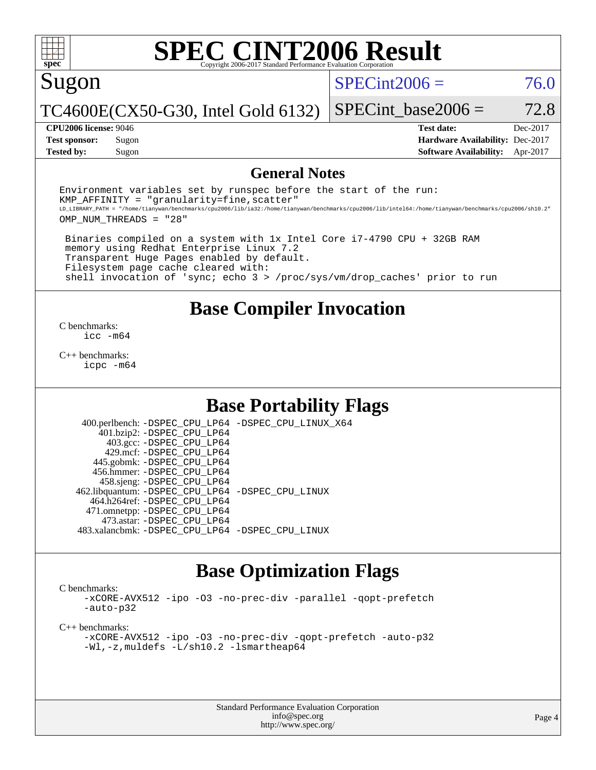# SPEC CINT2006 Result

Copyright 2006-2017 Standard Performance Evaluation Corporation

## Sugon

TC4600E(CX50-G30, Intel Gold 6132)

SPECint2006 = 76.0

SPECint_base2006 = 72.8

| | | | |
|---|---|---|---|
| **CPU2006 license:** | 9046 | **Test date:** | Dec-2017 |
| **Test sponsor:** | Sugon | **Hardware Availability:** | Dec-2017 |
| **Tested by:** | Sugon | **Software Availability:** | Apr-2017 |

## General Notes

```
Environment variables set by runspec before the start of the run:
KMP_AFFINITY = "granularity=fine,scatter"
LD_LIBRARY_PATH = "/home/tianywan/benchmarks/cpu2006/lib/ia32:/home/tianywan/benchmarks/cpu2006/lib/intel64:/home/tianywan/benchmarks/cpu2006/sh10.2"
OMP_NUM_THREADS = "28"

 Binaries compiled on a system with 1x Intel Core i7-4790 CPU + 32GB RAM
 memory using Redhat Enterprise Linux 7.2
 Transparent Huge Pages enabled by default.
 Filesystem page cache cleared with:
 shell invocation of 'sync; echo 3 > /proc/sys/vm/drop_caches' prior to run
```

## Base Compiler Invocation

C benchmarks:
`icc -m64`

C++ benchmarks:
`icpc -m64`

## Base Portability Flags

| | |
|---|---|
| 400.perlbench: | -DSPEC_CPU_LP64 -DSPEC_CPU_LINUX_X64 |
| 401.bzip2: | -DSPEC_CPU_LP64 |
| 403.gcc: | -DSPEC_CPU_LP64 |
| 429.mcf: | -DSPEC_CPU_LP64 |
| 445.gobmk: | -DSPEC_CPU_LP64 |
| 456.hmmer: | -DSPEC_CPU_LP64 |
| 458.sjeng: | -DSPEC_CPU_LP64 |
| 462.libquantum: | -DSPEC_CPU_LP64 -DSPEC_CPU_LINUX |
| 464.h264ref: | -DSPEC_CPU_LP64 |
| 471.omnetpp: | -DSPEC_CPU_LP64 |
| 473.astar: | -DSPEC_CPU_LP64 |
| 483.xalancbmk: | -DSPEC_CPU_LP64 -DSPEC_CPU_LINUX |

## Base Optimization Flags

C benchmarks:
`-xCORE-AVX512 -ipo -O3 -no-prec-div -parallel -qopt-prefetch -auto-p32`

C++ benchmarks:
`-xCORE-AVX512 -ipo -O3 -no-prec-div -qopt-prefetch -auto-p32 -Wl,-z,muldefs -L/sh10.2 -lsmartheap64`

Standard Performance Evaluation Corporation
info@spec.org
http://www.spec.org/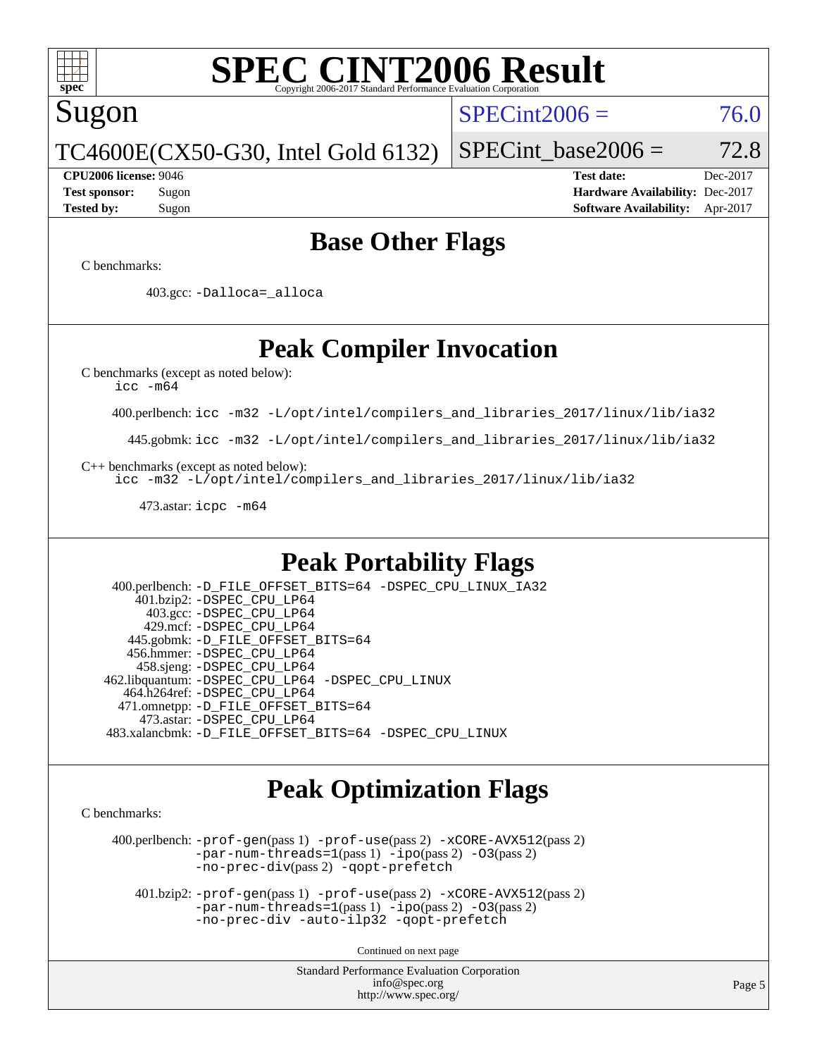## Base Other Flags

C benchmarks:

403.gcc: `-Dalloca=_alloca`

## Peak Compiler Invocation

C benchmarks (except as noted below):
`icc -m64`

400.perlbench: `icc -m32 -L/opt/intel/compilers_and_libraries_2017/linux/lib/ia32`

445.gobmk: `icc -m32 -L/opt/intel/compilers_and_libraries_2017/linux/lib/ia32`

C++ benchmarks (except as noted below):
`icc -m32 -L/opt/intel/compilers_and_libraries_2017/linux/lib/ia32`

473.astar: `icpc -m64`

## Peak Portability Flags

400.perlbench: `-D_FILE_OFFSET_BITS=64 -DSPEC_CPU_LINUX_IA32`
401.bzip2: `-DSPEC_CPU_LP64`
403.gcc: `-DSPEC_CPU_LP64`
429.mcf: `-DSPEC_CPU_LP64`
445.gobmk: `-D_FILE_OFFSET_BITS=64`
456.hmmer: `-DSPEC_CPU_LP64`
458.sjeng: `-DSPEC_CPU_LP64`
462.libquantum: `-DSPEC_CPU_LP64 -DSPEC_CPU_LINUX`
464.h264ref: `-DSPEC_CPU_LP64`
471.omnetpp: `-D_FILE_OFFSET_BITS=64`
473.astar: `-DSPEC_CPU_LP64`
483.xalancbmk: `-D_FILE_OFFSET_BITS=64 -DSPEC_CPU_LINUX`

## Peak Optimization Flags

C benchmarks:

400.perlbench: `-prof-gen`(pass 1) `-prof-use`(pass 2) `-xCORE-AVX512`(pass 2) `-par-num-threads=1`(pass 1) `-ipo`(pass 2) `-O3`(pass 2) `-no-prec-div`(pass 2) `-qopt-prefetch`

401.bzip2: `-prof-gen`(pass 1) `-prof-use`(pass 2) `-xCORE-AVX512`(pass 2) `-par-num-threads=1`(pass 1) `-ipo`(pass 2) `-O3`(pass 2) `-no-prec-div -auto-ilp32 -qopt-prefetch`

Continued on next page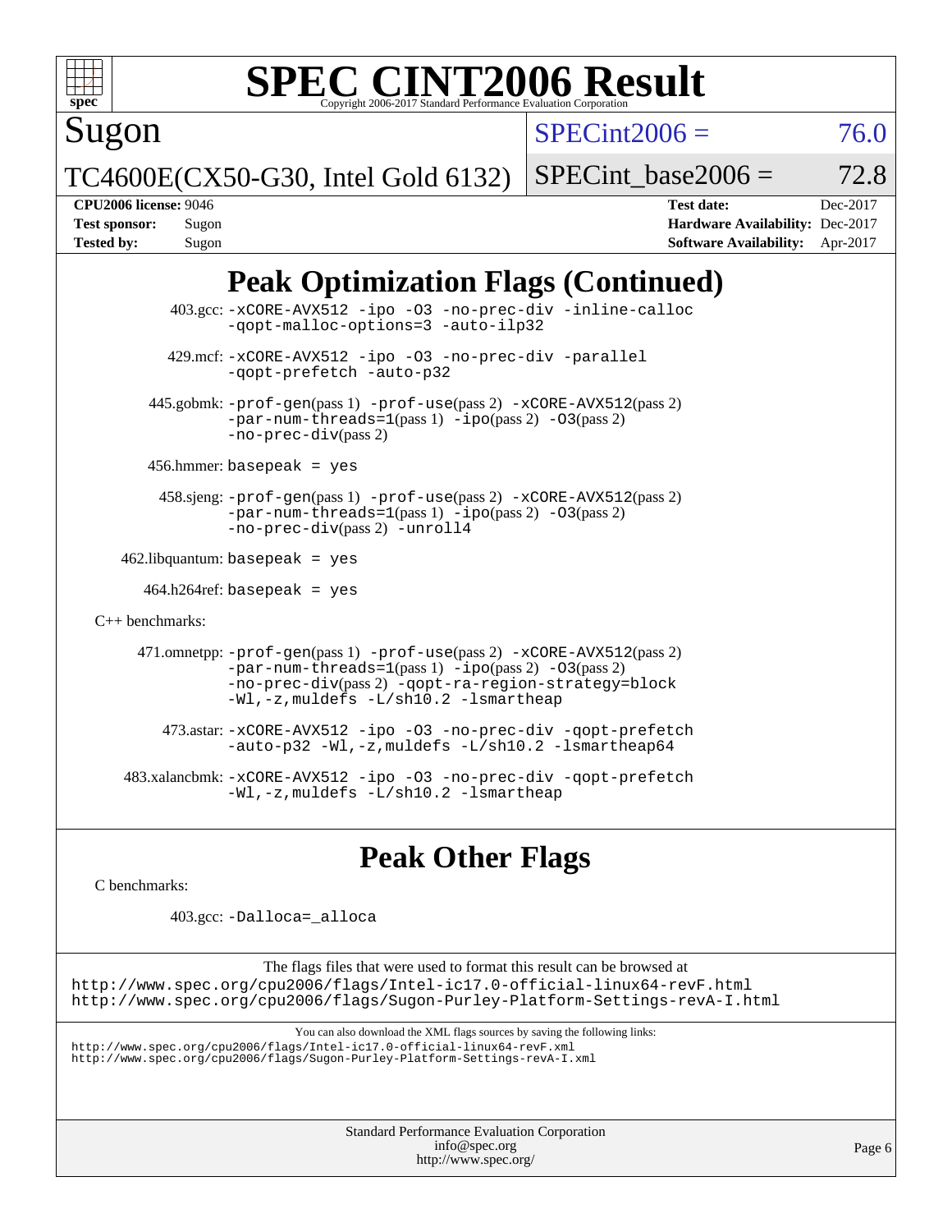# SPEC CINT2006 Result

Copyright 2006-2017 Standard Performance Evaluation Corporation

## Sugon

TC4600E(CX50-G30, Intel Gold 6132)

SPECint2006 = 76.0

SPECint_base2006 = 72.8

| | | | |
|---|---|---|---|
| **CPU2006 license:** | 9046 | **Test date:** | Dec-2017 |
| **Test sponsor:** | Sugon | **Hardware Availability:** | Dec-2017 |
| **Tested by:** | Sugon | **Software Availability:** | Apr-2017 |

## Peak Optimization Flags (Continued)

403.gcc: `-xCORE-AVX512 -ipo -O3 -no-prec-div -inline-calloc -qopt-malloc-options=3 -auto-ilp32`

429.mcf: `-xCORE-AVX512 -ipo -O3 -no-prec-div -parallel -qopt-prefetch -auto-p32`

445.gobmk: `-prof-gen`(pass 1) `-prof-use`(pass 2) `-xCORE-AVX512`(pass 2) `-par-num-threads=1`(pass 1) `-ipo`(pass 2) `-O3`(pass 2) `-no-prec-div`(pass 2)

456.hmmer: `basepeak = yes`

458.sjeng: `-prof-gen`(pass 1) `-prof-use`(pass 2) `-xCORE-AVX512`(pass 2) `-par-num-threads=1`(pass 1) `-ipo`(pass 2) `-O3`(pass 2) `-no-prec-div`(pass 2) `-unroll4`

462.libquantum: `basepeak = yes`

464.h264ref: `basepeak = yes`

C++ benchmarks:

471.omnetpp: `-prof-gen`(pass 1) `-prof-use`(pass 2) `-xCORE-AVX512`(pass 2) `-par-num-threads=1`(pass 1) `-ipo`(pass 2) `-O3`(pass 2) `-no-prec-div`(pass 2) `-qopt-ra-region-strategy=block -Wl,-z,muldefs -L/sh10.2 -lsmartheap`

473.astar: `-xCORE-AVX512 -ipo -O3 -no-prec-div -qopt-prefetch -auto-p32 -Wl,-z,muldefs -L/sh10.2 -lsmartheap64`

483.xalancbmk: `-xCORE-AVX512 -ipo -O3 -no-prec-div -qopt-prefetch -Wl,-z,muldefs -L/sh10.2 -lsmartheap`

## Peak Other Flags

C benchmarks:

403.gcc: `-Dalloca=_alloca`

The flags files that were used to format this result can be browsed at
http://www.spec.org/cpu2006/flags/Intel-ic17.0-official-linux64-revF.html
http://www.spec.org/cpu2006/flags/Sugon-Purley-Platform-Settings-revA-I.html

You can also download the XML flags sources by saving the following links:
http://www.spec.org/cpu2006/flags/Intel-ic17.0-official-linux64-revF.xml
http://www.spec.org/cpu2006/flags/Sugon-Purley-Platform-Settings-revA-I.xml

Standard Performance Evaluation Corporation
info@spec.org
http://www.spec.org/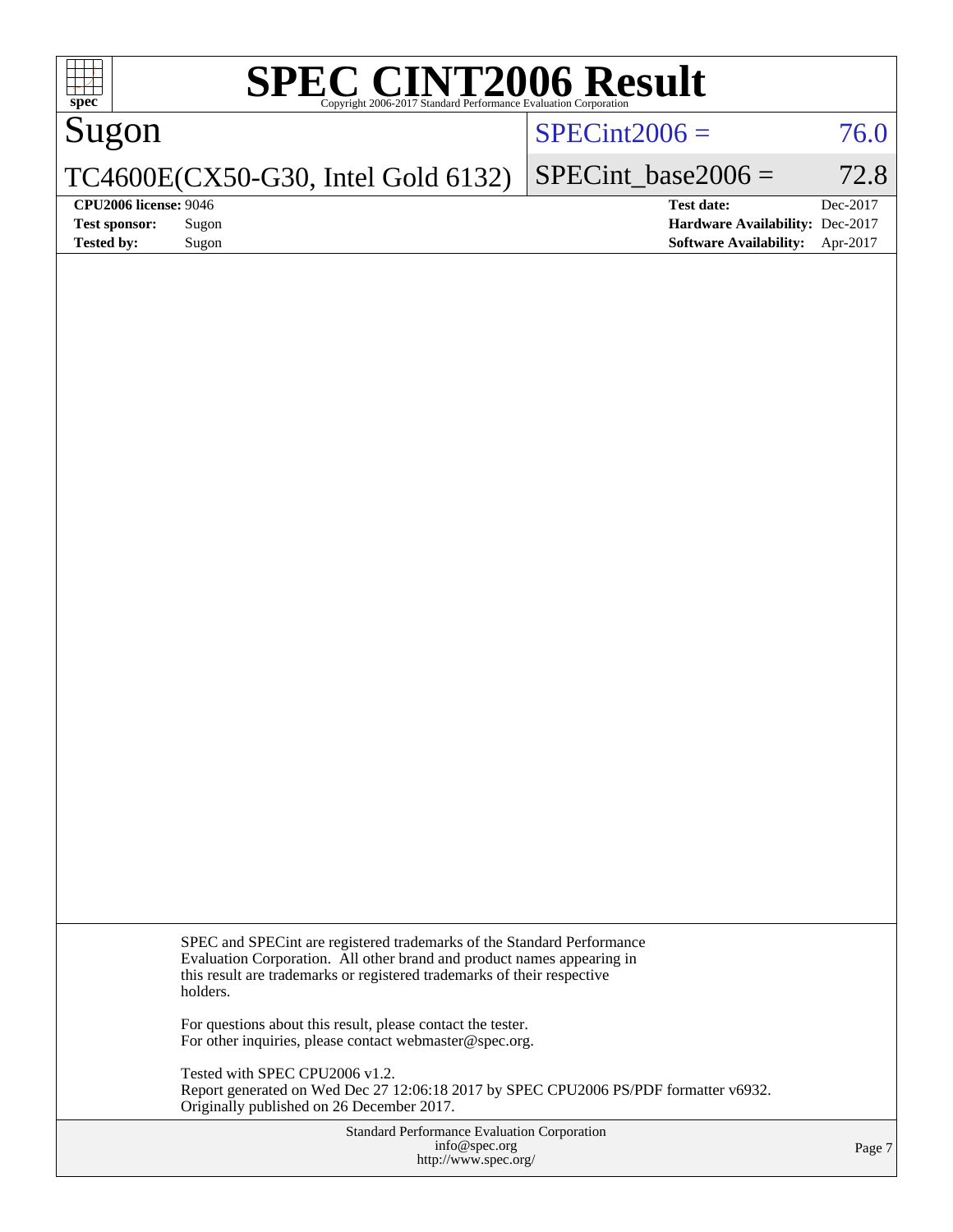# SPEC CINT2006 Result

Copyright 2006-2017 Standard Performance Evaluation Corporation

## Sugon

TC4600E(CX50-G30, Intel Gold 6132)

SPECint2006 = 76.0

SPECint_base2006 = 72.8

**CPU2006 license:** 9046
**Test sponsor:** Sugon
**Tested by:** Sugon

**Test date:** Dec-2017
**Hardware Availability:** Dec-2017
**Software Availability:** Apr-2017

SPEC and SPECint are registered trademarks of the Standard Performance Evaluation Corporation. All other brand and product names appearing in this result are trademarks or registered trademarks of their respective holders.

For questions about this result, please contact the tester.
For other inquiries, please contact webmaster@spec.org.

Tested with SPEC CPU2006 v1.2.
Report generated on Wed Dec 27 12:06:18 2017 by SPEC CPU2006 PS/PDF formatter v6932.
Originally published on 26 December 2017.

Standard Performance Evaluation Corporation
info@spec.org
http://www.spec.org/